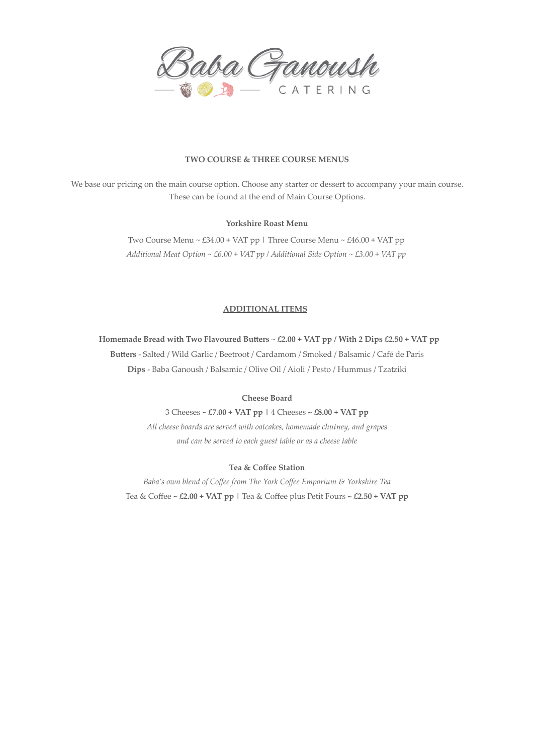# Baba Ganoush

CATERING

**TWO COURSE & THREE COURSE MENUS**

We base our pricing on the main course option. Choose any starter or dessert to accompany your main course. These can be found at the end of Main Course Options.

**Yorkshire Roast Menu**

Two Course Menu ~ £34.00 + VAT pp | Three Course Menu ~ £46.00 + VAT pp

*Additional Meat Option ~ £6.00 + VAT pp / Additional Side Option ~ £3.00 + VAT pp*

**ADDITIONAL ITEMS**

**Homemade Bread with Two Flavoured Butters** ~ **£2.00 + VAT pp / With 2 Dips £2.50 + VAT pp**

**Butters** - Salted / Wild Garlic / Beetroot / Cardamom / Smoked / Balsamic / Café de Paris

**Dips** - Baba Ganoush / Balsamic / Olive Oil / Aioli / Pesto / Hummus / Tzatziki

**Cheese Board**

3 Cheeses **~ £7.00 + VAT pp** | 4 Cheeses **~ £8.00 + VAT pp**

*All cheese boards are served with oatcakes, homemade chutney, and grapes and can be served to each guest table or as a cheese table*

**Tea & Coffee Station**

*Baba's own blend of Coffee from The York Coffee Emporium & Yorkshire Tea*

Tea & Coffee **~ £2.00 + VAT pp** | Tea & Coffee plus Petit Fours **~ £2.50 + VAT pp**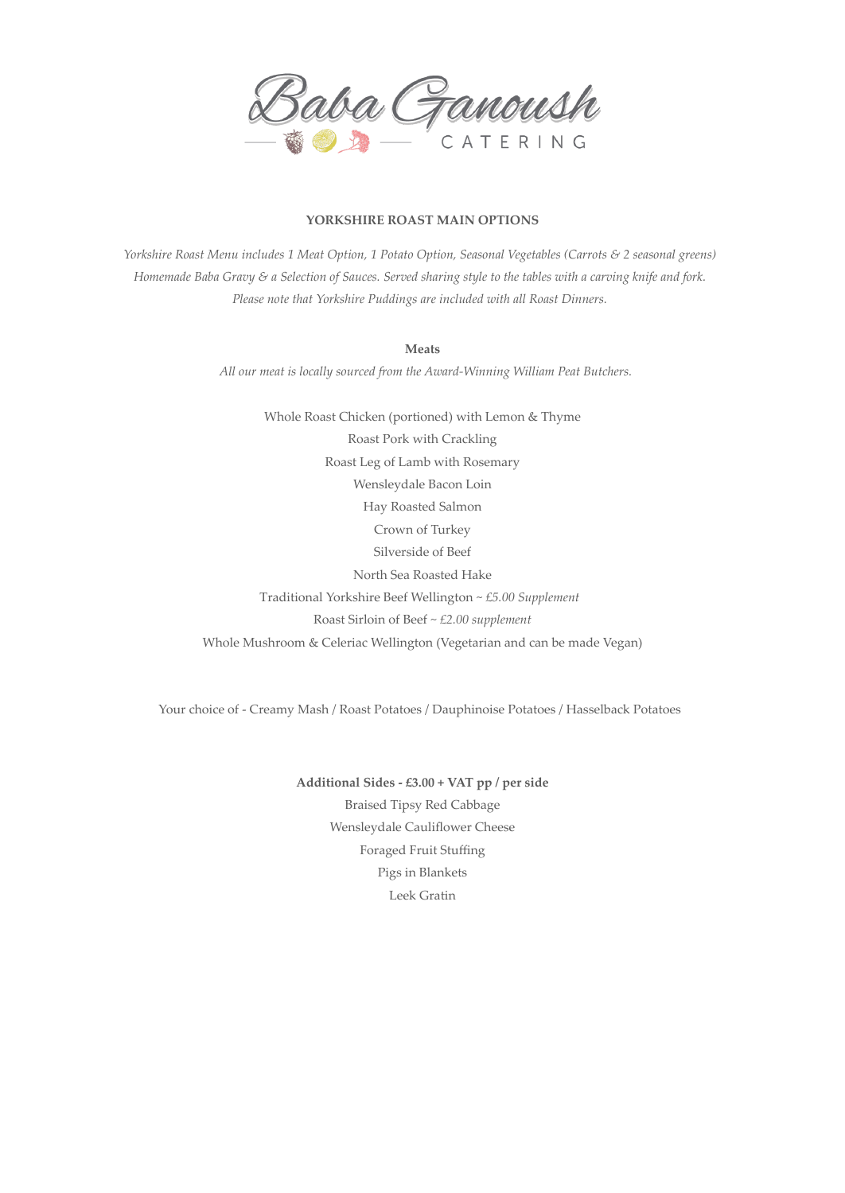Baba Ganoush

CATERING

## YORKSHIRE ROAST MAIN OPTIONS

*Yorkshire Roast Menu includes 1 Meat Option, 1 Potato Option, Seasonal Vegetables (Carrots & 2 seasonal greens) Homemade Baba Gravy & a Selection of Sauces. Served sharing style to the tables with a carving knife and fork. Please note that Yorkshire Puddings are included with all Roast Dinners.*

**Meats**

*All our meat is locally sourced from the Award-Winning William Peat Butchers.*

Whole Roast Chicken (portioned) with Lemon & Thyme

Roast Pork with Crackling

Roast Leg of Lamb with Rosemary

Wensleydale Bacon Loin

Hay Roasted Salmon

Crown of Turkey

Silverside of Beef

North Sea Roasted Hake

Traditional Yorkshire Beef Wellington ~ *£5.00 Supplement*

Roast Sirloin of Beef ~ *£2.00 supplement*

Whole Mushroom & Celeriac Wellington (Vegetarian and can be made Vegan)

Your choice of - Creamy Mash / Roast Potatoes / Dauphinoise Potatoes / Hasselback Potatoes

**Additional Sides - £3.00 + VAT pp / per side**

Braised Tipsy Red Cabbage

Wensleydale Cauliflower Cheese

Foraged Fruit Stuffing

Pigs in Blankets

Leek Gratin